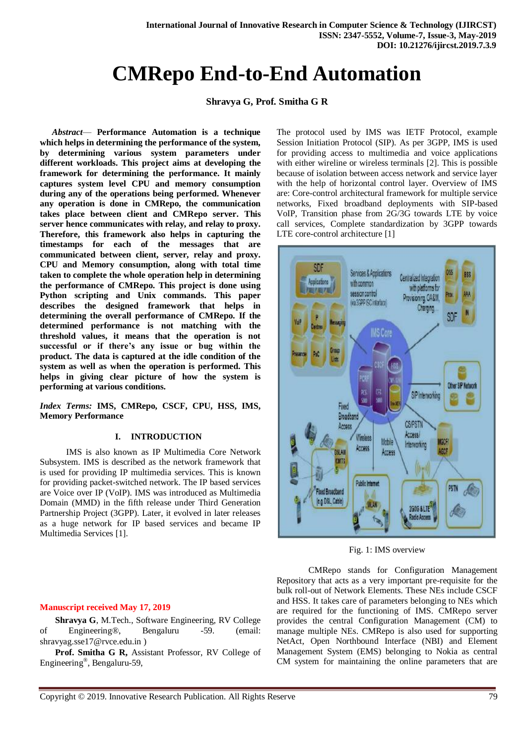# CMRepo End-to-End Automation

**Shravya G, Prof. Smitha G R**

***Abstract*— Performance Automation is a technique which helps in determining the performance of the system, by determining various system parameters under different workloads. This project aims at developing the framework for determining the performance. It mainly captures system level CPU and memory consumption during any of the operations being performed. Whenever any operation is done in CMRepo, the communication takes place between client and CMRepo server. This server hence communicates with relay, and relay to proxy. Therefore, this framework also helps in capturing the timestamps for each of the messages that are communicated between client, server, relay and proxy. CPU and Memory consumption, along with total time taken to complete the whole operation help in determining the performance of CMRepo. This project is done using Python scripting and Unix commands. This paper describes the designed framework that helps in determining the overall performance of CMRepo. If the determined performance is not matching with the threshold values, it means that the operation is not successful or if there's any issue or bug within the product. The data is captured at the idle condition of the system as well as when the operation is performed. This helps in giving clear picture of how the system is performing at various conditions.**

***Index Terms:*** **IMS, CMRepo, CSCF, CPU, HSS, IMS, Memory Performance**

## I. INTRODUCTION

IMS is also known as IP Multimedia Core Network Subsystem. IMS is described as the network framework that is used for providing IP multimedia services. This is known for providing packet-switched network. The IP based services are Voice over IP (VoIP). IMS was introduced as Multimedia Domain (MMD) in the fifth release under Third Generation Partnership Project (3GPP). Later, it evolved in later releases as a huge network for IP based services and became IP Multimedia Services [1].

The protocol used by IMS was IETF Protocol, example Session Initiation Protocol (SIP). As per 3GPP, IMS is used for providing access to multimedia and voice applications with either wireline or wireless terminals [2]. This is possible because of isolation between access network and service layer with the help of horizontal control layer. Overview of IMS are: Core-control architectural framework for multiple service networks, Fixed broadband deployments with SIP-based VoIP, Transition phase from 2G/3G towards LTE by voice call services, Complete standardization by 3GPP towards LTE core-control architecture [1]

Fig. 1: IMS overview

CMRepo stands for Configuration Management Repository that acts as a very important pre-requisite for the bulk roll-out of Network Elements. These NEs include CSCF and HSS. It takes care of parameters belonging to NEs which are required for the functioning of IMS. CMRepo server provides the central Configuration Management (CM) to manage multiple NEs. CMRepo is also used for supporting NetAct, Open Northbound Interface (NBI) and Element Management System (EMS) belonging to Nokia as central CM system for maintaining the online parameters that are

**Manuscript received May 17, 2019**

**Shravya G**, M.Tech., Software Engineering, RV College of Engineering®, Bengaluru -59. (email: shravyag.sse17@rvce.edu.in )

**Prof. Smitha G R,** Assistant Professor, RV College of Engineering®, Bengaluru-59,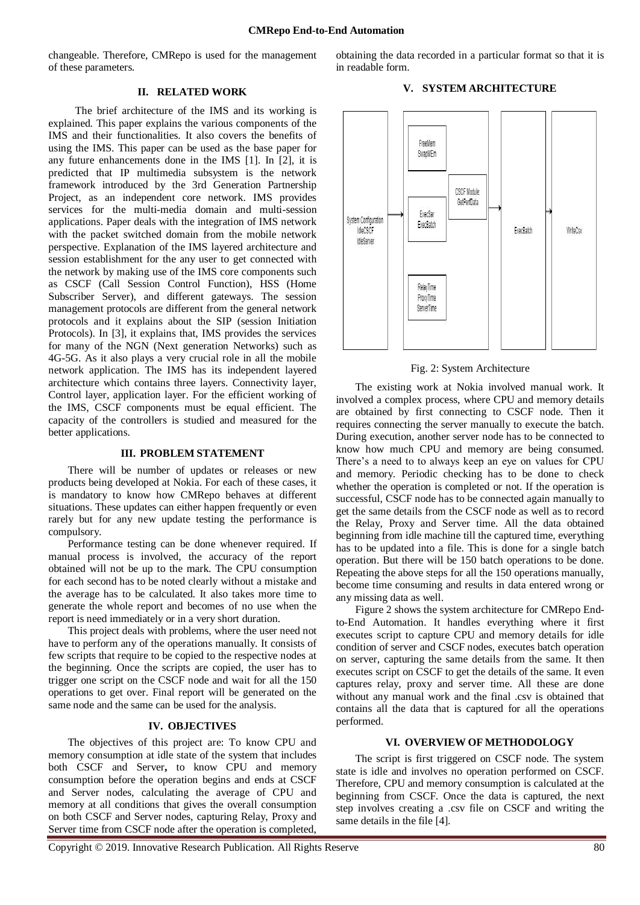changeable. Therefore, CMRepo is used for the management of these parameters.

## II. RELATED WORK

The brief architecture of the IMS and its working is explained. This paper explains the various components of the IMS and their functionalities. It also covers the benefits of using the IMS. This paper can be used as the base paper for any future enhancements done in the IMS [1]. In [2], it is predicted that IP multimedia subsystem is the network framework introduced by the 3rd Generation Partnership Project, as an independent core network. IMS provides services for the multi-media domain and multi-session applications. Paper deals with the integration of IMS network with the packet switched domain from the mobile network perspective. Explanation of the IMS layered architecture and session establishment for the any user to get connected with the network by making use of the IMS core components such as CSCF (Call Session Control Function), HSS (Home Subscriber Server), and different gateways. The session management protocols are different from the general network protocols and it explains about the SIP (session Initiation Protocols). In [3], it explains that, IMS provides the services for many of the NGN (Next generation Networks) such as 4G-5G. As it also plays a very crucial role in all the mobile network application. The IMS has its independent layered architecture which contains three layers. Connectivity layer, Control layer, application layer. For the efficient working of the IMS, CSCF components must be equal efficient. The capacity of the controllers is studied and measured for the better applications.

## III. PROBLEM STATEMENT

There will be number of updates or releases or new products being developed at Nokia. For each of these cases, it is mandatory to know how CMRepo behaves at different situations. These updates can either happen frequently or even rarely but for any new update testing the performance is compulsory.

Performance testing can be done whenever required. If manual process is involved, the accuracy of the report obtained will not be up to the mark. The CPU consumption for each second has to be noted clearly without a mistake and the average has to be calculated. It also takes more time to generate the whole report and becomes of no use when the report is need immediately or in a very short duration.

This project deals with problems, where the user need not have to perform any of the operations manually. It consists of few scripts that require to be copied to the respective nodes at the beginning. Once the scripts are copied, the user has to trigger one script on the CSCF node and wait for all the 150 operations to get over. Final report will be generated on the same node and the same can be used for the analysis.

## IV. OBJECTIVES

The objectives of this project are: To know CPU and memory consumption at idle state of the system that includes both CSCF and Server**,** to know CPU and memory consumption before the operation begins and ends at CSCF and Server nodes, calculating the average of CPU and memory at all conditions that gives the overall consumption on both CSCF and Server nodes, capturing Relay, Proxy and Server time from CSCF node after the operation is completed, obtaining the data recorded in a particular format so that it is in readable form.

## V. SYSTEM ARCHITECTURE

Fig. 2: System Architecture

The existing work at Nokia involved manual work. It involved a complex process, where CPU and memory details are obtained by first connecting to CSCF node. Then it requires connecting the server manually to execute the batch. During execution, another server node has to be connected to know how much CPU and memory are being consumed. There's a need to to always keep an eye on values for CPU and memory. Periodic checking has to be done to check whether the operation is completed or not. If the operation is successful, CSCF node has to be connected again manually to get the same details from the CSCF node as well as to record the Relay, Proxy and Server time. All the data obtained beginning from idle machine till the captured time, everything has to be updated into a file. This is done for a single batch operation. But there will be 150 batch operations to be done. Repeating the above steps for all the 150 operations manually, become time consuming and results in data entered wrong or any missing data as well.

Figure 2 shows the system architecture for CMRepo End-to-End Automation. It handles everything where it first executes script to capture CPU and memory details for idle condition of server and CSCF nodes, executes batch operation on server, capturing the same details from the same. It then executes script on CSCF to get the details of the same. It even captures relay, proxy and server time. All these are done without any manual work and the final .csv is obtained that contains all the data that is captured for all the operations performed.

## VI. OVERVIEW OF METHODOLOGY

The script is first triggered on CSCF node. The system state is idle and involves no operation performed on CSCF. Therefore, CPU and memory consumption is calculated at the beginning from CSCF. Once the data is captured, the next step involves creating a .csv file on CSCF and writing the same details in the file [4].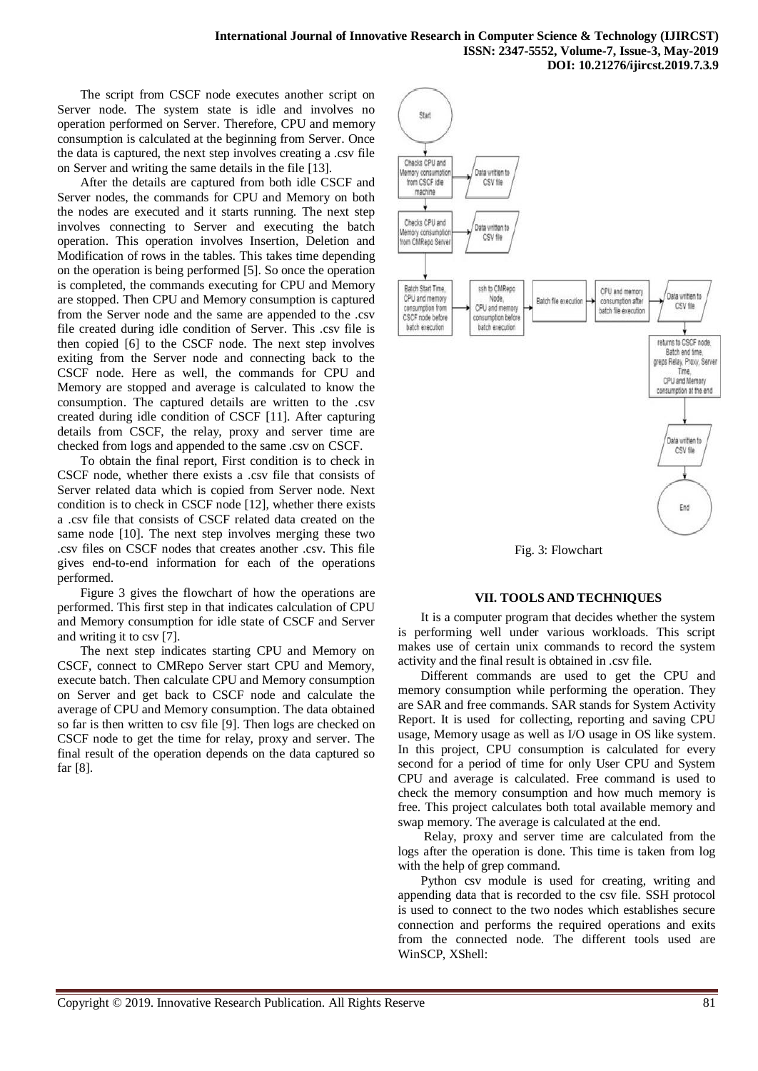The script from CSCF node executes another script on Server node. The system state is idle and involves no operation performed on Server. Therefore, CPU and memory consumption is calculated at the beginning from Server. Once the data is captured, the next step involves creating a .csv file on Server and writing the same details in the file [13].

After the details are captured from both idle CSCF and Server nodes, the commands for CPU and Memory on both the nodes are executed and it starts running. The next step involves connecting to Server and executing the batch operation. This operation involves Insertion, Deletion and Modification of rows in the tables. This takes time depending on the operation is being performed [5]. So once the operation is completed, the commands executing for CPU and Memory are stopped. Then CPU and Memory consumption is captured from the Server node and the same are appended to the .csv file created during idle condition of Server. This .csv file is then copied [6] to the CSCF node. The next step involves exiting from the Server node and connecting back to the CSCF node. Here as well, the commands for CPU and Memory are stopped and average is calculated to know the consumption. The captured details are written to the .csv created during idle condition of CSCF [11]. After capturing details from CSCF, the relay, proxy and server time are checked from logs and appended to the same .csv on CSCF.

To obtain the final report, First condition is to check in CSCF node, whether there exists a .csv file that consists of Server related data which is copied from Server node. Next condition is to check in CSCF node [12], whether there exists a .csv file that consists of CSCF related data created on the same node [10]. The next step involves merging these two .csv files on CSCF nodes that creates another .csv. This file gives end-to-end information for each of the operations performed.

Figure 3 gives the flowchart of how the operations are performed. This first step in that indicates calculation of CPU and Memory consumption for idle state of CSCF and Server and writing it to csv [7].

The next step indicates starting CPU and Memory on CSCF, connect to CMRepo Server start CPU and Memory, execute batch. Then calculate CPU and Memory consumption on Server and get back to CSCF node and calculate the average of CPU and Memory consumption. The data obtained so far is then written to csv file [9]. Then logs are checked on CSCF node to get the time for relay, proxy and server. The final result of the operation depends on the data captured so far [8].

Fig. 3: Flowchart

## VII. TOOLS AND TECHNIQUES

It is a computer program that decides whether the system is performing well under various workloads. This script makes use of certain unix commands to record the system activity and the final result is obtained in .csv file.

Different commands are used to get the CPU and memory consumption while performing the operation. They are SAR and free commands. SAR stands for System Activity Report. It is used for collecting, reporting and saving CPU usage, Memory usage as well as I/O usage in OS like system. In this project, CPU consumption is calculated for every second for a period of time for only User CPU and System CPU and average is calculated. Free command is used to check the memory consumption and how much memory is free. This project calculates both total available memory and swap memory. The average is calculated at the end.

Relay, proxy and server time are calculated from the logs after the operation is done. This time is taken from log with the help of grep command.

Python csv module is used for creating, writing and appending data that is recorded to the csv file. SSH protocol is used to connect to the two nodes which establishes secure connection and performs the required operations and exits from the connected node. The different tools used are WinSCP, XShell: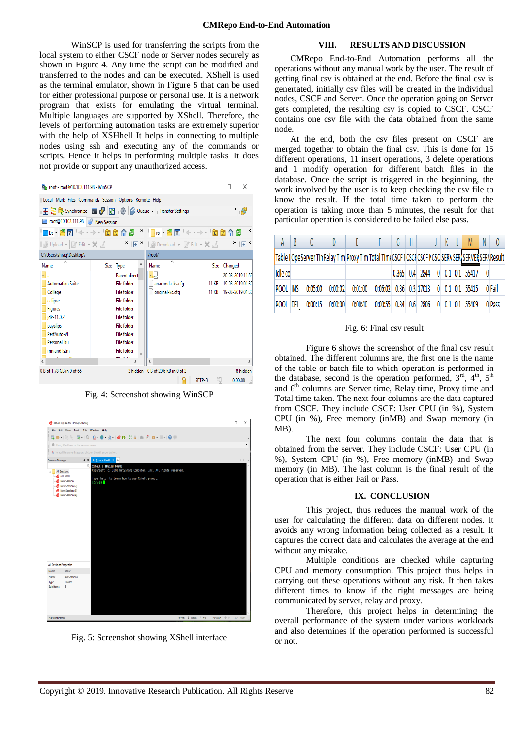WinSCP is used for transferring the scripts from the local system to either CSCF node or Server nodes securely as shown in Figure 4. Any time the script can be modified and transferred to the nodes and can be executed. XShell is used as the terminal emulator, shown in Figure 5 that can be used for either professional purpose or personal use. It is a network program that exists for emulating the virtual terminal. Multiple languages are supported by XShell. Therefore, the levels of performing automation tasks are extremely superior with the help of XSHhell It helps in connecting to multiple nodes using ssh and executing any of the commands or scripts. Hence it helps in performing multiple tasks. It does not provide or support any unauthorized access.

Fig. 4: Screenshot showing WinSCP

Fig. 5: Screenshot showing XShell interface

## VIII. RESULTS AND DISCUSSION

CMRepo End-to-End Automation performs all the operations without any manual work by the user. The result of getting final csv is obtained at the end. Before the final csv is genertated, initially csv files will be created in the individual nodes, CSCF and Server. Once the operation going on Server gets completed, the resulting csv is copied to CSCF. CSCF contains one csv file with the data obtained from the same node.

At the end, both the csv files present on CSCF are merged together to obtain the final csv. This is done for 15 different operations, 11 insert operations, 3 delete operations and 1 modify operation for different batch files in the database. Once the script is triggered in the beginning, the work involved by the user is to keep checking the csv file to know the result. If the total time taken to perform the operation is taking more than 5 minutes, the result for that particular operation is considered to be failed else pass.

| A | B | C | D | E | F | G | H | I | J | K | L | M | N | O |
|---|---|---|---|---|---|---|---|---|---|---|---|---|---|---|
| Table I | Ope | Server Tin | Relay Tim | Proxy Tim | Total Time | CSCF I | CSCF | CSCF N | CSC | SERV | SER | SERVER | SER | Result |
| Idle co | - | - | - | - | - | 0.365 | 0.4 | 2844 | 0 | 0.1 | 0.1 | 55417 | 0 | - |
| POOL | INS | 0:05:00 | 0:00:02 | 0:01:00 | 0:06:02 | 0.36 | 0.3 | 17013 | 0 | 0.1 | 0.1 | 55415 | 0 | Fail |
| POOL | DEL | 0:00:15 | 0:00:00 | 0:00:40 | 0:00:55 | 0.34 | 0.6 | 2806 | 0 | 0.1 | 0.1 | 55409 | 0 | Pass |

Fig. 6: Final csv result

Figure 6 shows the screenshot of the final csv result obtained. The different columns are, the first one is the name of the table or batch file to which operation is performed in the database, second is the operation performed, 3rd, 4th, 5th and 6th columns are Server time, Relay time, Proxy time and Total time taken. The next four columns are the data captured from CSCF. They include CSCF: User CPU (in %), System CPU (in %), Free memory (inMB) and Swap memory (in MB).

The next four columns contain the data that is obtained from the server. They include CSCF: User CPU (in %), System CPU (in %), Free memory (inMB) and Swap memory (in MB). The last column is the final result of the operation that is either Fail or Pass.

## IX. CONCLUSION

This project, thus reduces the manual work of the user for calculating the different data on different nodes. It avoids any wrong information being collected as a result. It captures the correct data and calculates the average at the end without any mistake.

Multiple conditions are checked while capturing CPU and memory consumption. This project thus helps in carrying out these operations without any risk. It then takes different times to know if the right messages are being communicated by server, relay and proxy.

Therefore, this project helps in determining the overall performance of the system under various workloads and also determines if the operation performed is successful or not.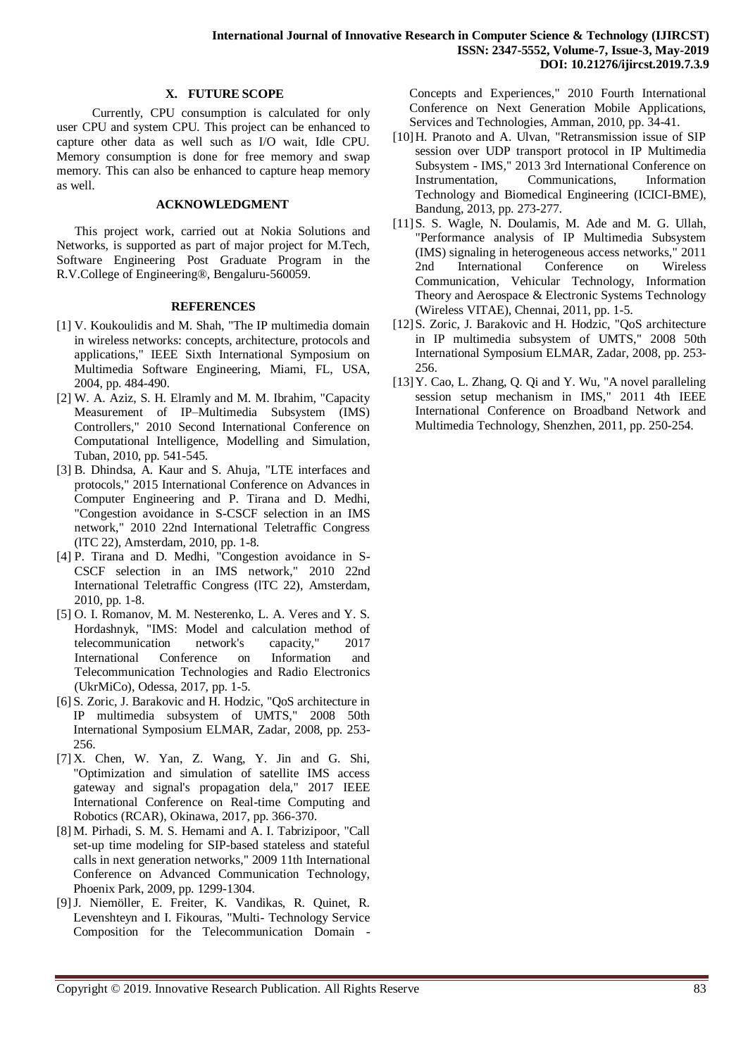## X. FUTURE SCOPE

Currently, CPU consumption is calculated for only user CPU and system CPU. This project can be enhanced to capture other data as well such as I/O wait, Idle CPU. Memory consumption is done for free memory and swap memory. This can also be enhanced to capture heap memory as well.

## ACKNOWLEDGMENT

This project work, carried out at Nokia Solutions and Networks, is supported as part of major project for M.Tech, Software Engineering Post Graduate Program in the R.V.College of Engineering®, Bengaluru-560059.

## REFERENCES

[1] V. Koukoulidis and M. Shah, "The IP multimedia domain in wireless networks: concepts, architecture, protocols and applications," IEEE Sixth International Symposium on Multimedia Software Engineering, Miami, FL, USA, 2004, pp. 484-490.

[2] W. A. Aziz, S. H. Elramly and M. M. Ibrahim, "Capacity Measurement of IP–Multimedia Subsystem (IMS) Controllers," 2010 Second International Conference on Computational Intelligence, Modelling and Simulation, Tuban, 2010, pp. 541-545.

[3] B. Dhindsa, A. Kaur and S. Ahuja, "LTE interfaces and protocols," 2015 International Conference on Advances in Computer Engineering and P. Tirana and D. Medhi, "Congestion avoidance in S-CSCF selection in an IMS network," 2010 22nd International Teletraffic Congress (lTC 22), Amsterdam, 2010, pp. 1-8.

[4] P. Tirana and D. Medhi, "Congestion avoidance in S-CSCF selection in an IMS network," 2010 22nd International Teletraffic Congress (lTC 22), Amsterdam, 2010, pp. 1-8.

[5] O. I. Romanov, M. M. Nesterenko, L. A. Veres and Y. S. Hordashnyk, "IMS: Model and calculation method of telecommunication network's capacity," 2017 International Conference on Information and Telecommunication Technologies and Radio Electronics (UkrMiCo), Odessa, 2017, pp. 1-5.

[6] S. Zoric, J. Barakovic and H. Hodzic, "QoS architecture in IP multimedia subsystem of UMTS," 2008 50th International Symposium ELMAR, Zadar, 2008, pp. 253-256.

[7] X. Chen, W. Yan, Z. Wang, Y. Jin and G. Shi, "Optimization and simulation of satellite IMS access gateway and signal's propagation dela," 2017 IEEE International Conference on Real-time Computing and Robotics (RCAR), Okinawa, 2017, pp. 366-370.

[8] M. Pirhadi, S. M. S. Hemami and A. I. Tabrizipoor, "Call set-up time modeling for SIP-based stateless and stateful calls in next generation networks," 2009 11th International Conference on Advanced Communication Technology, Phoenix Park, 2009, pp. 1299-1304.

[9] J. Niemöller, E. Freiter, K. Vandikas, R. Quinet, R. Levenshteyn and I. Fikouras, "Multi- Technology Service Composition for the Telecommunication Domain - Concepts and Experiences," 2010 Fourth International Conference on Next Generation Mobile Applications, Services and Technologies, Amman, 2010, pp. 34-41.

[10] H. Pranoto and A. Ulvan, "Retransmission issue of SIP session over UDP transport protocol in IP Multimedia Subsystem - IMS," 2013 3rd International Conference on Instrumentation, Communications, Information Technology and Biomedical Engineering (ICICI-BME), Bandung, 2013, pp. 273-277.

[11] S. S. Wagle, N. Doulamis, M. Ade and M. G. Ullah, "Performance analysis of IP Multimedia Subsystem (IMS) signaling in heterogeneous access networks," 2011 2nd International Conference on Wireless Communication, Vehicular Technology, Information Theory and Aerospace & Electronic Systems Technology (Wireless VITAE), Chennai, 2011, pp. 1-5.

[12] S. Zoric, J. Barakovic and H. Hodzic, "QoS architecture in IP multimedia subsystem of UMTS," 2008 50th International Symposium ELMAR, Zadar, 2008, pp. 253-256.

[13] Y. Cao, L. Zhang, Q. Qi and Y. Wu, "A novel paralleling session setup mechanism in IMS," 2011 4th IEEE International Conference on Broadband Network and Multimedia Technology, Shenzhen, 2011, pp. 250-254.